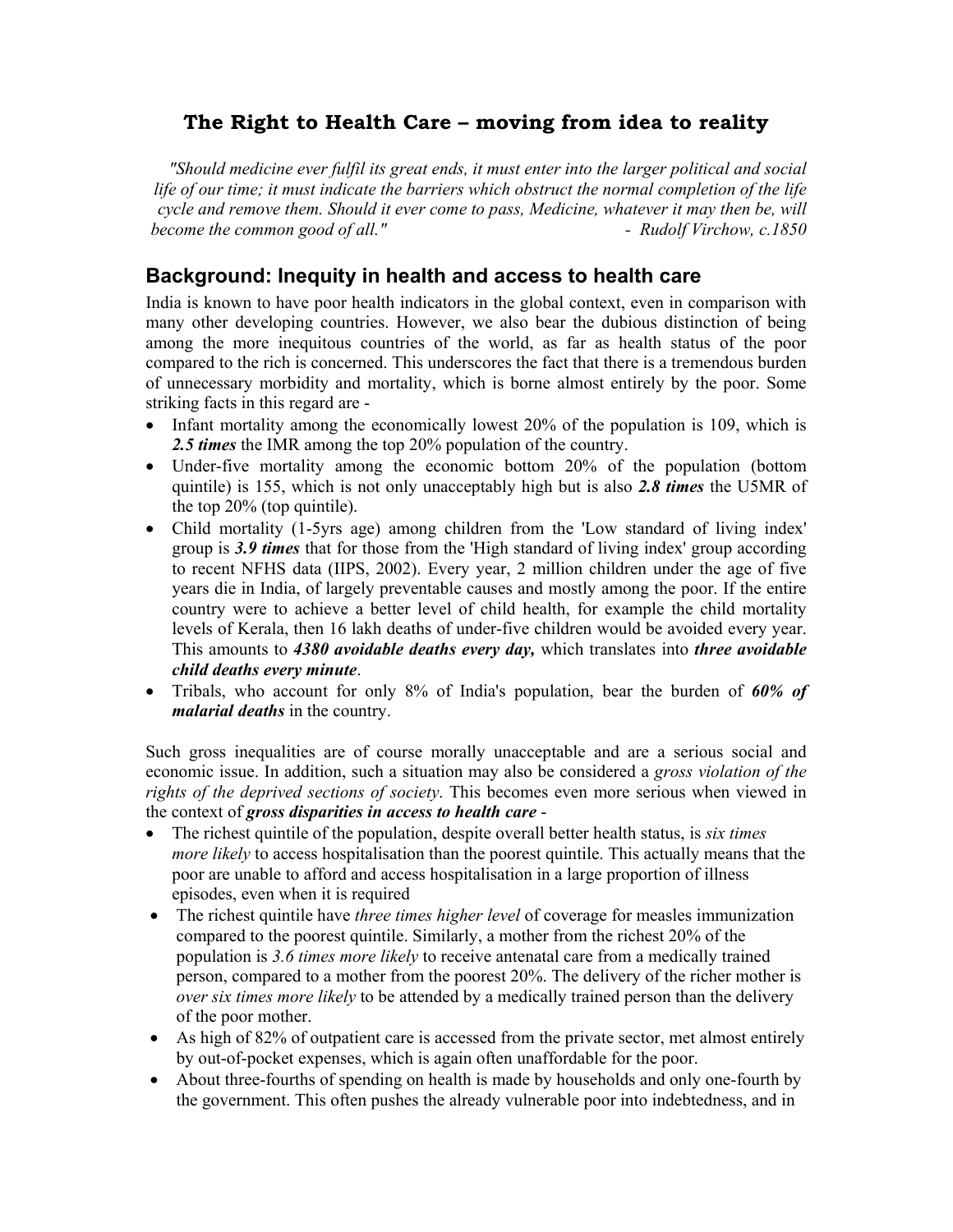# The Right to Health Care – moving from idea to reality

*"Should medicine ever fulfil its great ends, it must enter into the larger political and social life of our time; it must indicate the barriers which obstruct the normal completion of the life cycle and remove them. Should it ever come to pass, Medicine, whatever it may then be, will become the common good of all."* - *Rudolf Virchow, c.1850*

## Background: Inequity in health and access to health care

India is known to have poor health indicators in the global context, even in comparison with many other developing countries. However, we also bear the dubious distinction of being among the more inequitous countries of the world, as far as health status of the poor compared to the rich is concerned. This underscores the fact that there is a tremendous burden of unnecessary morbidity and mortality, which is borne almost entirely by the poor. Some striking facts in this regard are -

- Infant mortality among the economically lowest 20% of the population is 109, which is ***2.5 times*** the IMR among the top 20% population of the country.
- Under-five mortality among the economic bottom 20% of the population (bottom quintile) is 155, which is not only unacceptably high but is also ***2.8 times*** the U5MR of the top 20% (top quintile).
- Child mortality (1-5yrs age) among children from the 'Low standard of living index' group is ***3.9 times*** that for those from the 'High standard of living index' group according to recent NFHS data (IIPS, 2002). Every year, 2 million children under the age of five years die in India, of largely preventable causes and mostly among the poor. If the entire country were to achieve a better level of child health, for example the child mortality levels of Kerala, then 16 lakh deaths of under-five children would be avoided every year. This amounts to ***4380 avoidable deaths every day,*** which translates into ***three avoidable child deaths every minute***.
- Tribals, who account for only 8% of India's population, bear the burden of ***60% of malarial deaths*** in the country.

Such gross inequalities are of course morally unacceptable and are a serious social and economic issue. In addition, such a situation may also be considered a *gross violation of the rights of the deprived sections of society*. This becomes even more serious when viewed in the context of ***gross disparities in access to health care*** -

- The richest quintile of the population, despite overall better health status, is *six times more likely* to access hospitalisation than the poorest quintile. This actually means that the poor are unable to afford and access hospitalisation in a large proportion of illness episodes, even when it is required
- The richest quintile have *three times higher level* of coverage for measles immunization compared to the poorest quintile. Similarly, a mother from the richest 20% of the population is *3.6 times more likely* to receive antenatal care from a medically trained person, compared to a mother from the poorest 20%. The delivery of the richer mother is *over six times more likely* to be attended by a medically trained person than the delivery of the poor mother.
- As high of 82% of outpatient care is accessed from the private sector, met almost entirely by out-of-pocket expenses, which is again often unaffordable for the poor.
- About three-fourths of spending on health is made by households and only one-fourth by the government. This often pushes the already vulnerable poor into indebtedness, and in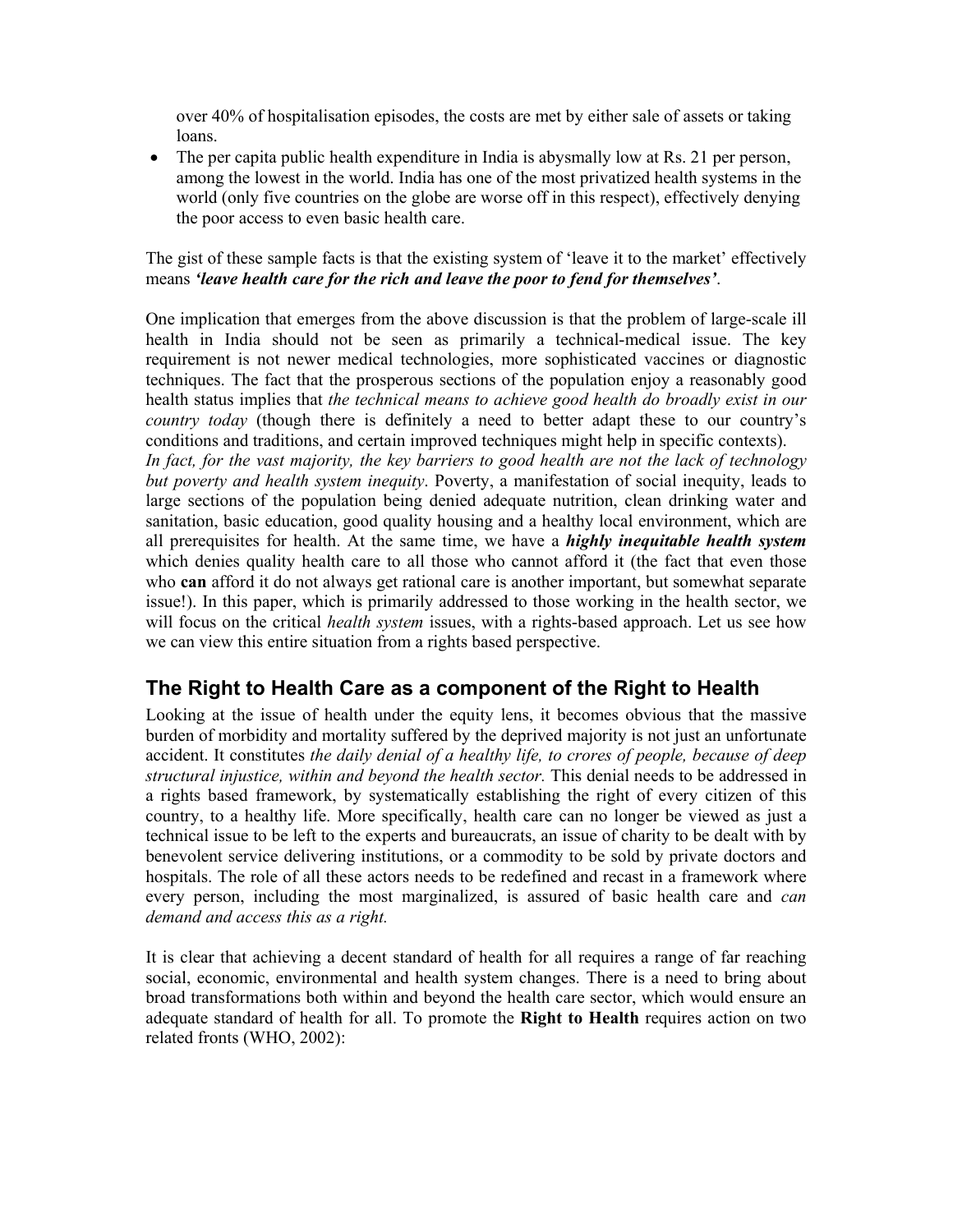over 40% of hospitalisation episodes, the costs are met by either sale of assets or taking loans.

- The per capita public health expenditure in India is abysmally low at Rs. 21 per person, among the lowest in the world. India has one of the most privatized health systems in the world (only five countries on the globe are worse off in this respect), effectively denying the poor access to even basic health care.

The gist of these sample facts is that the existing system of 'leave it to the market' effectively means ***'leave health care for the rich and leave the poor to fend for themselves'***.

One implication that emerges from the above discussion is that the problem of large-scale ill health in India should not be seen as primarily a technical-medical issue. The key requirement is not newer medical technologies, more sophisticated vaccines or diagnostic techniques. The fact that the prosperous sections of the population enjoy a reasonably good health status implies that *the technical means to achieve good health do broadly exist in our country today* (though there is definitely a need to better adapt these to our country's conditions and traditions, and certain improved techniques might help in specific contexts). *In fact, for the vast majority, the key barriers to good health are not the lack of technology but poverty and health system inequity*. Poverty, a manifestation of social inequity, leads to large sections of the population being denied adequate nutrition, clean drinking water and sanitation, basic education, good quality housing and a healthy local environment, which are all prerequisites for health. At the same time, we have a ***highly inequitable health system*** which denies quality health care to all those who cannot afford it (the fact that even those who **can** afford it do not always get rational care is another important, but somewhat separate issue!). In this paper, which is primarily addressed to those working in the health sector, we will focus on the critical *health system* issues, with a rights-based approach. Let us see how we can view this entire situation from a rights based perspective.

## The Right to Health Care as a component of the Right to Health

Looking at the issue of health under the equity lens, it becomes obvious that the massive burden of morbidity and mortality suffered by the deprived majority is not just an unfortunate accident. It constitutes *the daily denial of a healthy life, to crores of people, because of deep structural injustice, within and beyond the health sector.* This denial needs to be addressed in a rights based framework, by systematically establishing the right of every citizen of this country, to a healthy life. More specifically, health care can no longer be viewed as just a technical issue to be left to the experts and bureaucrats, an issue of charity to be dealt with by benevolent service delivering institutions, or a commodity to be sold by private doctors and hospitals. The role of all these actors needs to be redefined and recast in a framework where every person, including the most marginalized, is assured of basic health care and *can demand and access this as a right.*

It is clear that achieving a decent standard of health for all requires a range of far reaching social, economic, environmental and health system changes. There is a need to bring about broad transformations both within and beyond the health care sector, which would ensure an adequate standard of health for all. To promote the **Right to Health** requires action on two related fronts (WHO, 2002):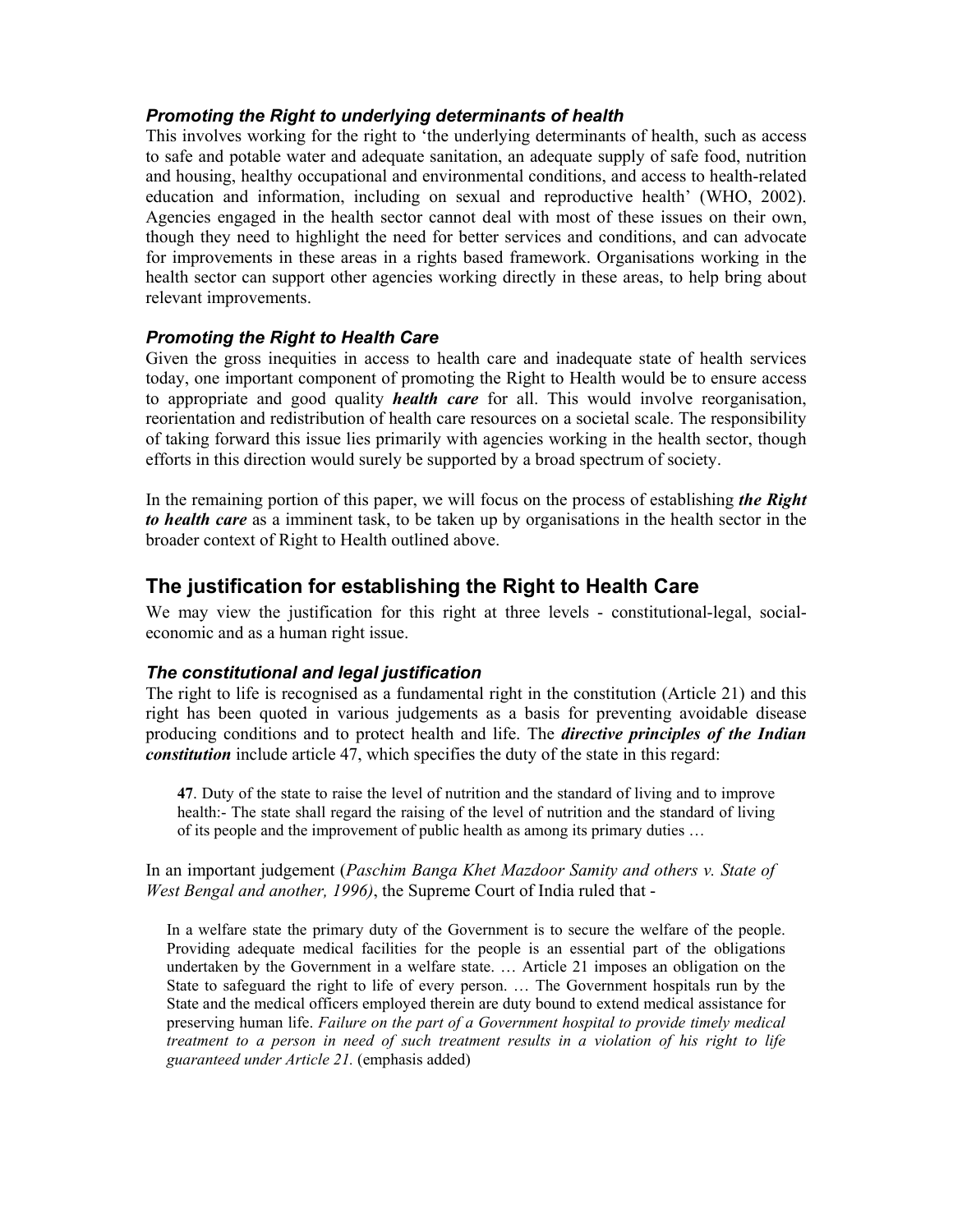### *Promoting the Right to underlying determinants of health*

This involves working for the right to 'the underlying determinants of health, such as access to safe and potable water and adequate sanitation, an adequate supply of safe food, nutrition and housing, healthy occupational and environmental conditions, and access to health-related education and information, including on sexual and reproductive health' (WHO, 2002). Agencies engaged in the health sector cannot deal with most of these issues on their own, though they need to highlight the need for better services and conditions, and can advocate for improvements in these areas in a rights based framework. Organisations working in the health sector can support other agencies working directly in these areas, to help bring about relevant improvements.

### *Promoting the Right to Health Care*

Given the gross inequities in access to health care and inadequate state of health services today, one important component of promoting the Right to Health would be to ensure access to appropriate and good quality ***health care*** for all. This would involve reorganisation, reorientation and redistribution of health care resources on a societal scale. The responsibility of taking forward this issue lies primarily with agencies working in the health sector, though efforts in this direction would surely be supported by a broad spectrum of society.

In the remaining portion of this paper, we will focus on the process of establishing ***the Right to health care*** as a imminent task, to be taken up by organisations in the health sector in the broader context of Right to Health outlined above.

## The justification for establishing the Right to Health Care

We may view the justification for this right at three levels - constitutional-legal, social-economic and as a human right issue.

### *The constitutional and legal justification*

The right to life is recognised as a fundamental right in the constitution (Article 21) and this right has been quoted in various judgements as a basis for preventing avoidable disease producing conditions and to protect health and life. The ***directive principles of the Indian constitution*** include article 47, which specifies the duty of the state in this regard:

> **47**. Duty of the state to raise the level of nutrition and the standard of living and to improve health:- The state shall regard the raising of the level of nutrition and the standard of living of its people and the improvement of public health as among its primary duties …

In an important judgement (*Paschim Banga Khet Mazdoor Samity and others v. State of West Bengal and another, 1996)*, the Supreme Court of India ruled that -

> In a welfare state the primary duty of the Government is to secure the welfare of the people. Providing adequate medical facilities for the people is an essential part of the obligations undertaken by the Government in a welfare state. … Article 21 imposes an obligation on the State to safeguard the right to life of every person. … The Government hospitals run by the State and the medical officers employed therein are duty bound to extend medical assistance for preserving human life. *Failure on the part of a Government hospital to provide timely medical treatment to a person in need of such treatment results in a violation of his right to life guaranteed under Article 21.* (emphasis added)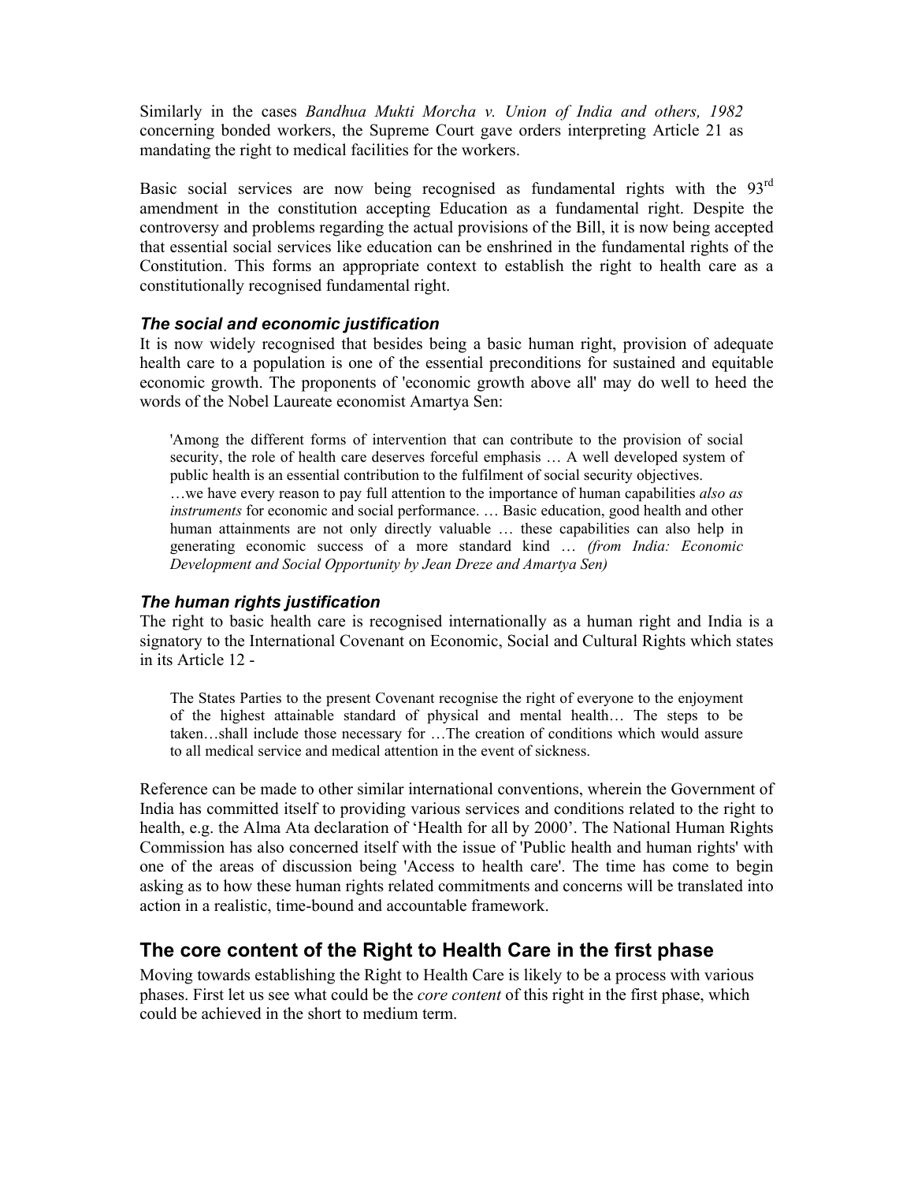Similarly in the cases *Bandhua Mukti Morcha v. Union of India and others, 1982* concerning bonded workers, the Supreme Court gave orders interpreting Article 21 as mandating the right to medical facilities for the workers.

Basic social services are now being recognised as fundamental rights with the 93rd amendment in the constitution accepting Education as a fundamental right. Despite the controversy and problems regarding the actual provisions of the Bill, it is now being accepted that essential social services like education can be enshrined in the fundamental rights of the Constitution. This forms an appropriate context to establish the right to health care as a constitutionally recognised fundamental right.

### *The social and economic justification*

It is now widely recognised that besides being a basic human right, provision of adequate health care to a population is one of the essential preconditions for sustained and equitable economic growth. The proponents of 'economic growth above all' may do well to heed the words of the Nobel Laureate economist Amartya Sen:

> 'Among the different forms of intervention that can contribute to the provision of social security, the role of health care deserves forceful emphasis … A well developed system of public health is an essential contribution to the fulfilment of social security objectives.
> …we have every reason to pay full attention to the importance of human capabilities *also as instruments* for economic and social performance. … Basic education, good health and other human attainments are not only directly valuable … these capabilities can also help in generating economic success of a more standard kind … *(from India: Economic Development and Social Opportunity by Jean Dreze and Amartya Sen)*

### *The human rights justification*

The right to basic health care is recognised internationally as a human right and India is a signatory to the International Covenant on Economic, Social and Cultural Rights which states in its Article 12 -

> The States Parties to the present Covenant recognise the right of everyone to the enjoyment of the highest attainable standard of physical and mental health… The steps to be taken…shall include those necessary for …The creation of conditions which would assure to all medical service and medical attention in the event of sickness.

Reference can be made to other similar international conventions, wherein the Government of India has committed itself to providing various services and conditions related to the right to health, e.g. the Alma Ata declaration of 'Health for all by 2000'. The National Human Rights Commission has also concerned itself with the issue of 'Public health and human rights' with one of the areas of discussion being 'Access to health care'. The time has come to begin asking as to how these human rights related commitments and concerns will be translated into action in a realistic, time-bound and accountable framework.

## The core content of the Right to Health Care in the first phase

Moving towards establishing the Right to Health Care is likely to be a process with various phases. First let us see what could be the *core content* of this right in the first phase, which could be achieved in the short to medium term.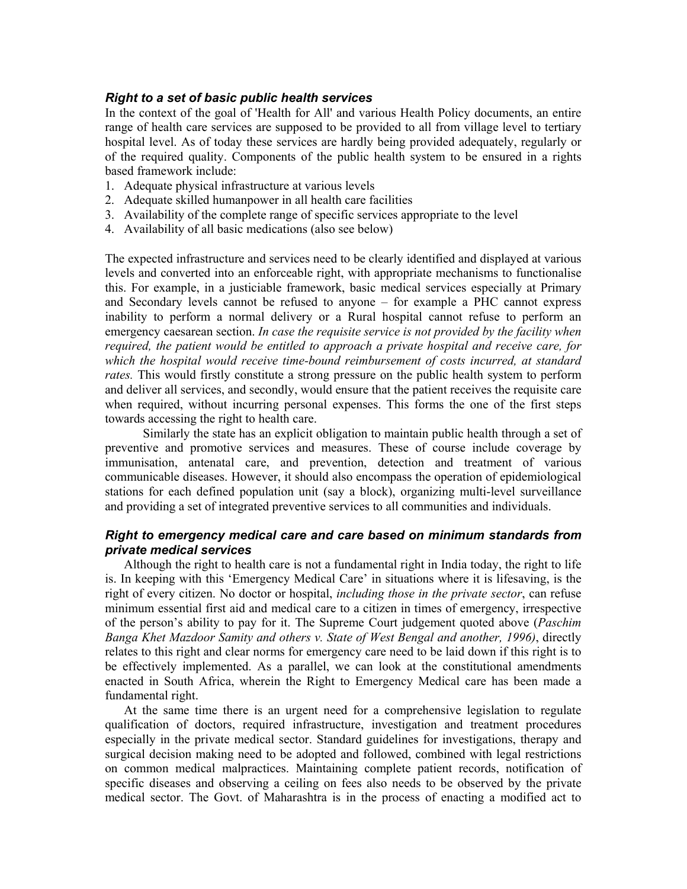### *Right to a set of basic public health services*

In the context of the goal of 'Health for All' and various Health Policy documents, an entire range of health care services are supposed to be provided to all from village level to tertiary hospital level. As of today these services are hardly being provided adequately, regularly or of the required quality. Components of the public health system to be ensured in a rights based framework include:

1. Adequate physical infrastructure at various levels
2. Adequate skilled humanpower in all health care facilities
3. Availability of the complete range of specific services appropriate to the level
4. Availability of all basic medications (also see below)

The expected infrastructure and services need to be clearly identified and displayed at various levels and converted into an enforceable right, with appropriate mechanisms to functionalise this. For example, in a justiciable framework, basic medical services especially at Primary and Secondary levels cannot be refused to anyone – for example a PHC cannot express inability to perform a normal delivery or a Rural hospital cannot refuse to perform an emergency caesarean section. *In case the requisite service is not provided by the facility when required, the patient would be entitled to approach a private hospital and receive care, for which the hospital would receive time-bound reimbursement of costs incurred, at standard rates.* This would firstly constitute a strong pressure on the public health system to perform and deliver all services, and secondly, would ensure that the patient receives the requisite care when required, without incurring personal expenses. This forms the one of the first steps towards accessing the right to health care.

Similarly the state has an explicit obligation to maintain public health through a set of preventive and promotive services and measures. These of course include coverage by immunisation, antenatal care, and prevention, detection and treatment of various communicable diseases. However, it should also encompass the operation of epidemiological stations for each defined population unit (say a block), organizing multi-level surveillance and providing a set of integrated preventive services to all communities and individuals.

### *Right to emergency medical care and care based on minimum standards from private medical services*

Although the right to health care is not a fundamental right in India today, the right to life is. In keeping with this 'Emergency Medical Care' in situations where it is lifesaving, is the right of every citizen. No doctor or hospital, *including those in the private sector*, can refuse minimum essential first aid and medical care to a citizen in times of emergency, irrespective of the person's ability to pay for it. The Supreme Court judgement quoted above (*Paschim Banga Khet Mazdoor Samity and others v. State of West Bengal and another, 1996)*, directly relates to this right and clear norms for emergency care need to be laid down if this right is to be effectively implemented. As a parallel, we can look at the constitutional amendments enacted in South Africa, wherein the Right to Emergency Medical care has been made a fundamental right.

At the same time there is an urgent need for a comprehensive legislation to regulate qualification of doctors, required infrastructure, investigation and treatment procedures especially in the private medical sector. Standard guidelines for investigations, therapy and surgical decision making need to be adopted and followed, combined with legal restrictions on common medical malpractices. Maintaining complete patient records, notification of specific diseases and observing a ceiling on fees also needs to be observed by the private medical sector. The Govt. of Maharashtra is in the process of enacting a modified act to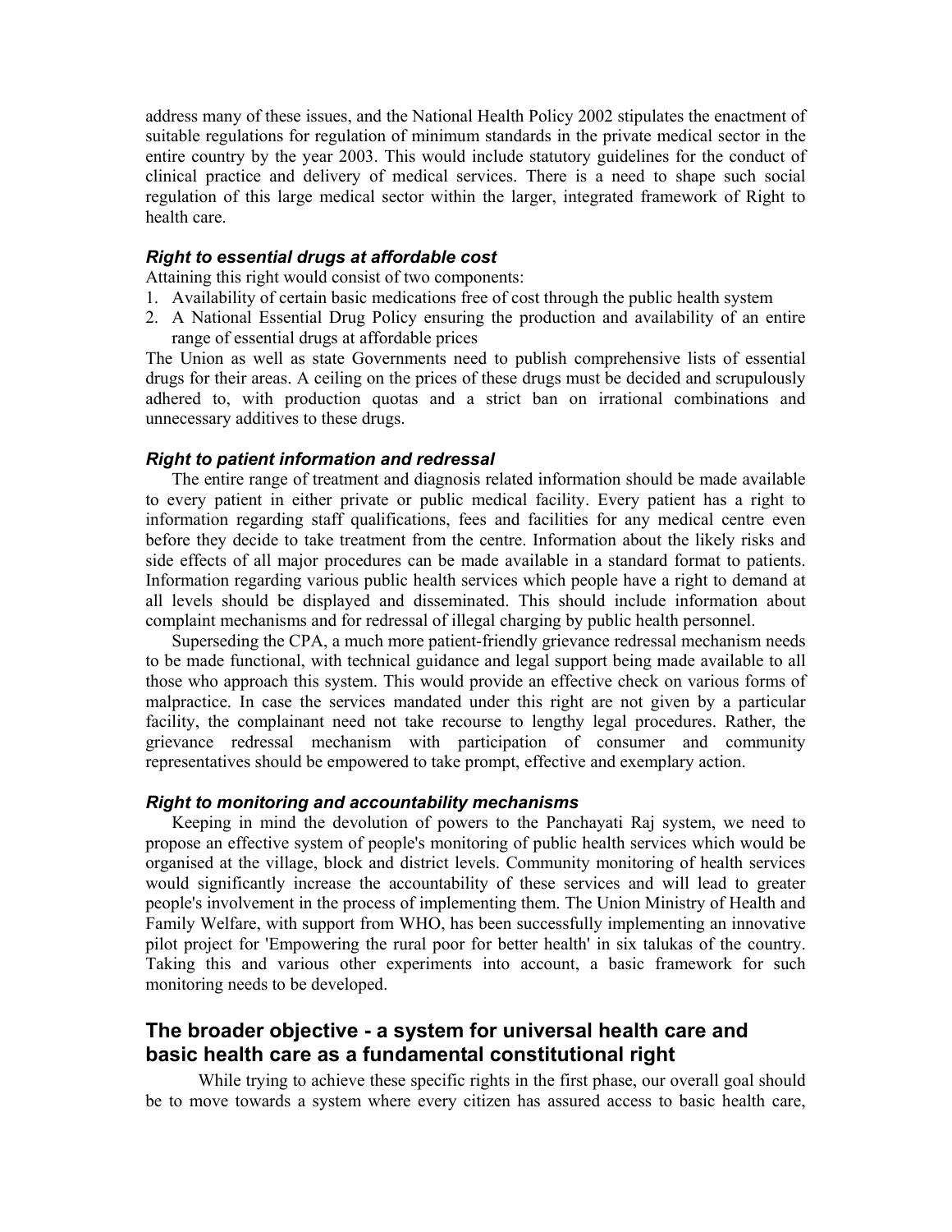address many of these issues, and the National Health Policy 2002 stipulates the enactment of suitable regulations for regulation of minimum standards in the private medical sector in the entire country by the year 2003. This would include statutory guidelines for the conduct of clinical practice and delivery of medical services. There is a need to shape such social regulation of this large medical sector within the larger, integrated framework of Right to health care.

### *Right to essential drugs at affordable cost*

Attaining this right would consist of two components:

1. Availability of certain basic medications free of cost through the public health system
2. A National Essential Drug Policy ensuring the production and availability of an entire range of essential drugs at affordable prices

The Union as well as state Governments need to publish comprehensive lists of essential drugs for their areas. A ceiling on the prices of these drugs must be decided and scrupulously adhered to, with production quotas and a strict ban on irrational combinations and unnecessary additives to these drugs.

### *Right to patient information and redressal*

The entire range of treatment and diagnosis related information should be made available to every patient in either private or public medical facility. Every patient has a right to information regarding staff qualifications, fees and facilities for any medical centre even before they decide to take treatment from the centre. Information about the likely risks and side effects of all major procedures can be made available in a standard format to patients. Information regarding various public health services which people have a right to demand at all levels should be displayed and disseminated. This should include information about complaint mechanisms and for redressal of illegal charging by public health personnel.

Superseding the CPA, a much more patient-friendly grievance redressal mechanism needs to be made functional, with technical guidance and legal support being made available to all those who approach this system. This would provide an effective check on various forms of malpractice. In case the services mandated under this right are not given by a particular facility, the complainant need not take recourse to lengthy legal procedures. Rather, the grievance redressal mechanism with participation of consumer and community representatives should be empowered to take prompt, effective and exemplary action.

### *Right to monitoring and accountability mechanisms*

Keeping in mind the devolution of powers to the Panchayati Raj system, we need to propose an effective system of people's monitoring of public health services which would be organised at the village, block and district levels. Community monitoring of health services would significantly increase the accountability of these services and will lead to greater people's involvement in the process of implementing them. The Union Ministry of Health and Family Welfare, with support from WHO, has been successfully implementing an innovative pilot project for 'Empowering the rural poor for better health' in six talukas of the country. Taking this and various other experiments into account, a basic framework for such monitoring needs to be developed.

## The broader objective - a system for universal health care and basic health care as a fundamental constitutional right

While trying to achieve these specific rights in the first phase, our overall goal should be to move towards a system where every citizen has assured access to basic health care,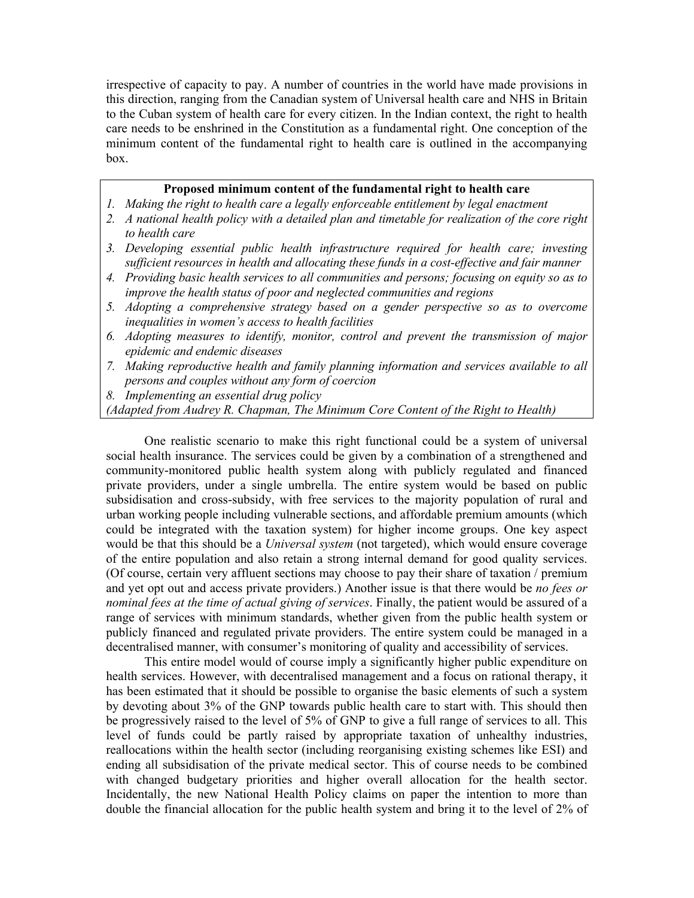irrespective of capacity to pay. A number of countries in the world have made provisions in this direction, ranging from the Canadian system of Universal health care and NHS in Britain to the Cuban system of health care for every citizen. In the Indian context, the right to health care needs to be enshrined in the Constitution as a fundamental right. One conception of the minimum content of the fundamental right to health care is outlined in the accompanying box.

**Proposed minimum content of the fundamental right to health care**

1. *Making the right to health care a legally enforceable entitlement by legal enactment*
2. *A national health policy with a detailed plan and timetable for realization of the core right to health care*
3. *Developing essential public health infrastructure required for health care; investing sufficient resources in health and allocating these funds in a cost-effective and fair manner*
4. *Providing basic health services to all communities and persons; focusing on equity so as to improve the health status of poor and neglected communities and regions*
5. *Adopting a comprehensive strategy based on a gender perspective so as to overcome inequalities in women's access to health facilities*
6. *Adopting measures to identify, monitor, control and prevent the transmission of major epidemic and endemic diseases*
7. *Making reproductive health and family planning information and services available to all persons and couples without any form of coercion*
8. *Implementing an essential drug policy*

*(Adapted from Audrey R. Chapman, The Minimum Core Content of the Right to Health)*

One realistic scenario to make this right functional could be a system of universal social health insurance. The services could be given by a combination of a strengthened and community-monitored public health system along with publicly regulated and financed private providers, under a single umbrella. The entire system would be based on public subsidisation and cross-subsidy, with free services to the majority population of rural and urban working people including vulnerable sections, and affordable premium amounts (which could be integrated with the taxation system) for higher income groups. One key aspect would be that this should be a *Universal system* (not targeted), which would ensure coverage of the entire population and also retain a strong internal demand for good quality services. (Of course, certain very affluent sections may choose to pay their share of taxation / premium and yet opt out and access private providers.) Another issue is that there would be *no fees or nominal fees at the time of actual giving of services*. Finally, the patient would be assured of a range of services with minimum standards, whether given from the public health system or publicly financed and regulated private providers. The entire system could be managed in a decentralised manner, with consumer's monitoring of quality and accessibility of services.

This entire model would of course imply a significantly higher public expenditure on health services. However, with decentralised management and a focus on rational therapy, it has been estimated that it should be possible to organise the basic elements of such a system by devoting about 3% of the GNP towards public health care to start with. This should then be progressively raised to the level of 5% of GNP to give a full range of services to all. This level of funds could be partly raised by appropriate taxation of unhealthy industries, reallocations within the health sector (including reorganising existing schemes like ESI) and ending all subsidisation of the private medical sector. This of course needs to be combined with changed budgetary priorities and higher overall allocation for the health sector. Incidentally, the new National Health Policy claims on paper the intention to more than double the financial allocation for the public health system and bring it to the level of 2% of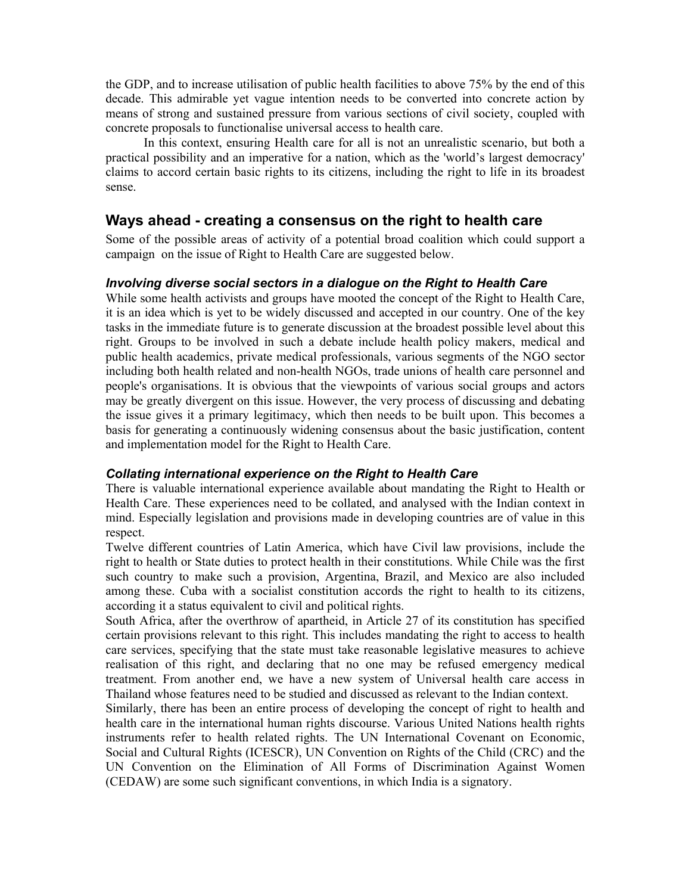the GDP, and to increase utilisation of public health facilities to above 75% by the end of this decade. This admirable yet vague intention needs to be converted into concrete action by means of strong and sustained pressure from various sections of civil society, coupled with concrete proposals to functionalise universal access to health care.

In this context, ensuring Health care for all is not an unrealistic scenario, but both a practical possibility and an imperative for a nation, which as the 'world's largest democracy' claims to accord certain basic rights to its citizens, including the right to life in its broadest sense.

## Ways ahead - creating a consensus on the right to health care

Some of the possible areas of activity of a potential broad coalition which could support a campaign on the issue of Right to Health Care are suggested below.

### *Involving diverse social sectors in a dialogue on the Right to Health Care*

While some health activists and groups have mooted the concept of the Right to Health Care, it is an idea which is yet to be widely discussed and accepted in our country. One of the key tasks in the immediate future is to generate discussion at the broadest possible level about this right. Groups to be involved in such a debate include health policy makers, medical and public health academics, private medical professionals, various segments of the NGO sector including both health related and non-health NGOs, trade unions of health care personnel and people's organisations. It is obvious that the viewpoints of various social groups and actors may be greatly divergent on this issue. However, the very process of discussing and debating the issue gives it a primary legitimacy, which then needs to be built upon. This becomes a basis for generating a continuously widening consensus about the basic justification, content and implementation model for the Right to Health Care.

### *Collating international experience on the Right to Health Care*

There is valuable international experience available about mandating the Right to Health or Health Care. These experiences need to be collated, and analysed with the Indian context in mind. Especially legislation and provisions made in developing countries are of value in this respect.

Twelve different countries of Latin America, which have Civil law provisions, include the right to health or State duties to protect health in their constitutions. While Chile was the first such country to make such a provision, Argentina, Brazil, and Mexico are also included among these. Cuba with a socialist constitution accords the right to health to its citizens, according it a status equivalent to civil and political rights.

South Africa, after the overthrow of apartheid, in Article 27 of its constitution has specified certain provisions relevant to this right. This includes mandating the right to access to health care services, specifying that the state must take reasonable legislative measures to achieve realisation of this right, and declaring that no one may be refused emergency medical treatment. From another end, we have a new system of Universal health care access in Thailand whose features need to be studied and discussed as relevant to the Indian context.

Similarly, there has been an entire process of developing the concept of right to health and health care in the international human rights discourse. Various United Nations health rights instruments refer to health related rights. The UN International Covenant on Economic, Social and Cultural Rights (ICESCR), UN Convention on Rights of the Child (CRC) and the UN Convention on the Elimination of All Forms of Discrimination Against Women (CEDAW) are some such significant conventions, in which India is a signatory.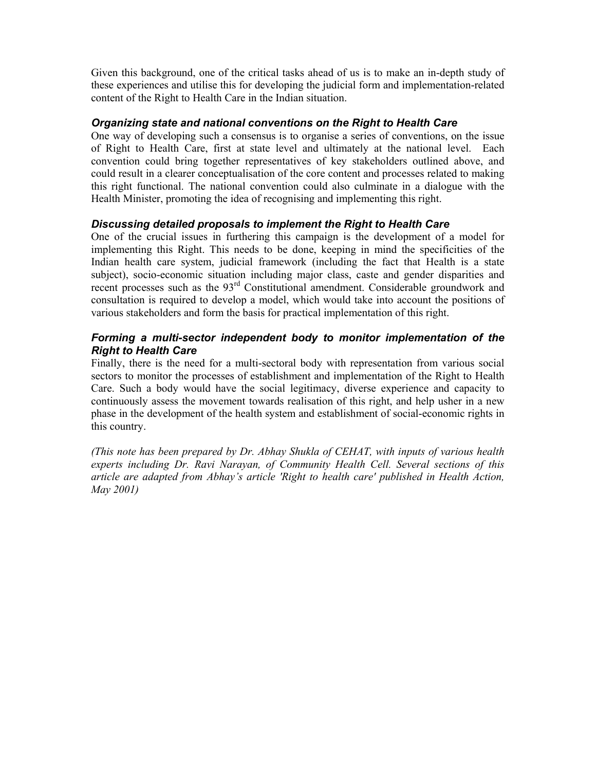Given this background, one of the critical tasks ahead of us is to make an in-depth study of these experiences and utilise this for developing the judicial form and implementation-related content of the Right to Health Care in the Indian situation.

### *Organizing state and national conventions on the Right to Health Care*

One way of developing such a consensus is to organise a series of conventions, on the issue of Right to Health Care, first at state level and ultimately at the national level. Each convention could bring together representatives of key stakeholders outlined above, and could result in a clearer conceptualisation of the core content and processes related to making this right functional. The national convention could also culminate in a dialogue with the Health Minister, promoting the idea of recognising and implementing this right.

### *Discussing detailed proposals to implement the Right to Health Care*

One of the crucial issues in furthering this campaign is the development of a model for implementing this Right. This needs to be done, keeping in mind the specificities of the Indian health care system, judicial framework (including the fact that Health is a state subject), socio-economic situation including major class, caste and gender disparities and recent processes such as the 93rd Constitutional amendment. Considerable groundwork and consultation is required to develop a model, which would take into account the positions of various stakeholders and form the basis for practical implementation of this right.

### *Forming a multi-sector independent body to monitor implementation of the Right to Health Care*

Finally, there is the need for a multi-sectoral body with representation from various social sectors to monitor the processes of establishment and implementation of the Right to Health Care. Such a body would have the social legitimacy, diverse experience and capacity to continuously assess the movement towards realisation of this right, and help usher in a new phase in the development of the health system and establishment of social-economic rights in this country.

*(This note has been prepared by Dr. Abhay Shukla of CEHAT, with inputs of various health experts including Dr. Ravi Narayan, of Community Health Cell. Several sections of this article are adapted from Abhay's article 'Right to health care' published in Health Action, May 2001)*